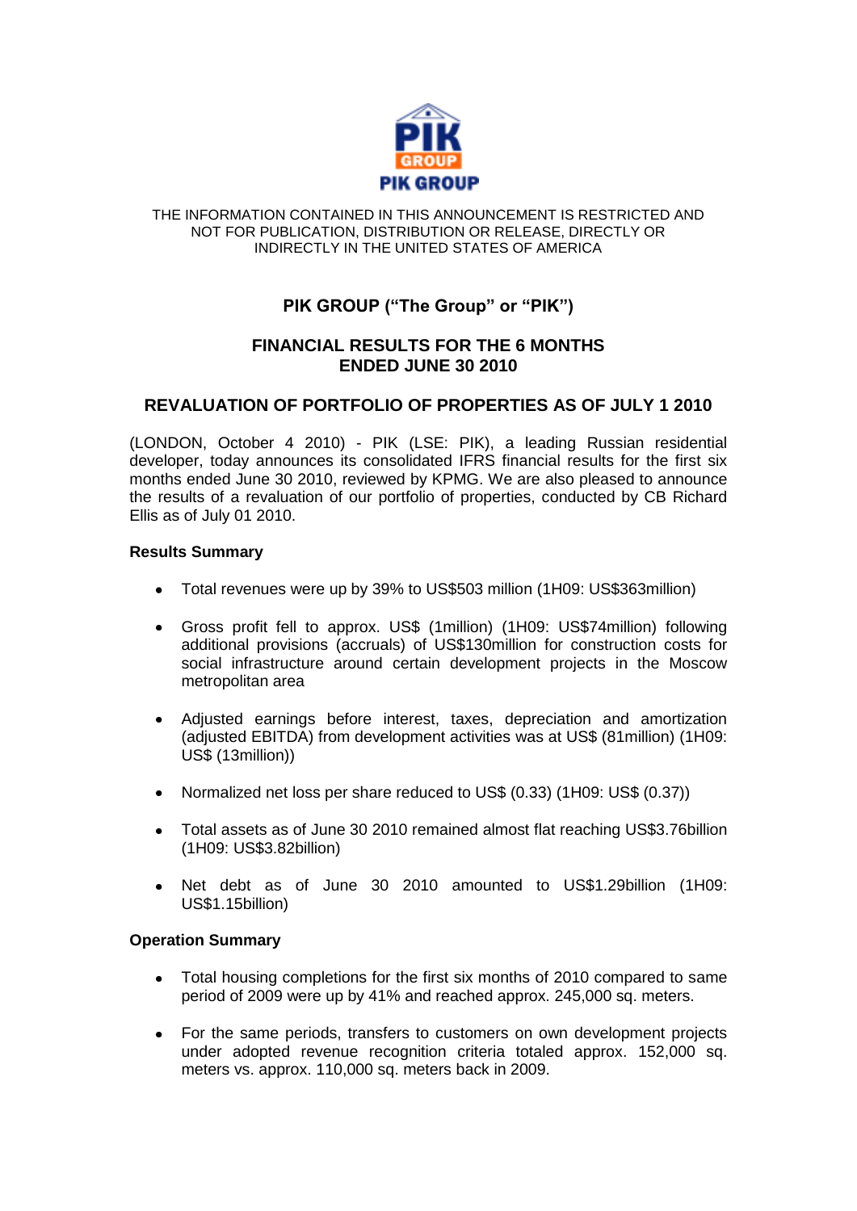PIK GROUP

THE INFORMATION CONTAINED IN THIS ANNOUNCEMENT IS RESTRICTED AND NOT FOR PUBLICATION, DISTRIBUTION OR RELEASE, DIRECTLY OR INDIRECTLY IN THE UNITED STATES OF AMERICA

# PIK GROUP ("The Group" or "PIK")

## FINANCIAL RESULTS FOR THE 6 MONTHS ENDED JUNE 30 2010

## REVALUATION OF PORTFOLIO OF PROPERTIES AS OF JULY 1 2010

(LONDON, October 4 2010) - PIK (LSE: PIK), a leading Russian residential developer, today announces its consolidated IFRS financial results for the first six months ended June 30 2010, reviewed by KPMG. We are also pleased to announce the results of a revaluation of our portfolio of properties, conducted by CB Richard Ellis as of July 01 2010.

**Results Summary**

- Total revenues were up by 39% to US$503 million (1H09: US$363million)
- Gross profit fell to approx. US$ (1million) (1H09: US$74million) following additional provisions (accruals) of US$130million for construction costs for social infrastructure around certain development projects in the Moscow metropolitan area
- Adjusted earnings before interest, taxes, depreciation and amortization (adjusted EBITDA) from development activities was at US$ (81million) (1H09: US$ (13million))
- Normalized net loss per share reduced to US$ (0.33) (1H09: US$ (0.37))
- Total assets as of June 30 2010 remained almost flat reaching US$3.76billion (1H09: US$3.82billion)
- Net debt as of June 30 2010 amounted to US$1.29billion (1H09: US$1.15billion)

**Operation Summary**

- Total housing completions for the first six months of 2010 compared to same period of 2009 were up by 41% and reached approx. 245,000 sq. meters.
- For the same periods, transfers to customers on own development projects under adopted revenue recognition criteria totaled approx. 152,000 sq. meters vs. approx. 110,000 sq. meters back in 2009.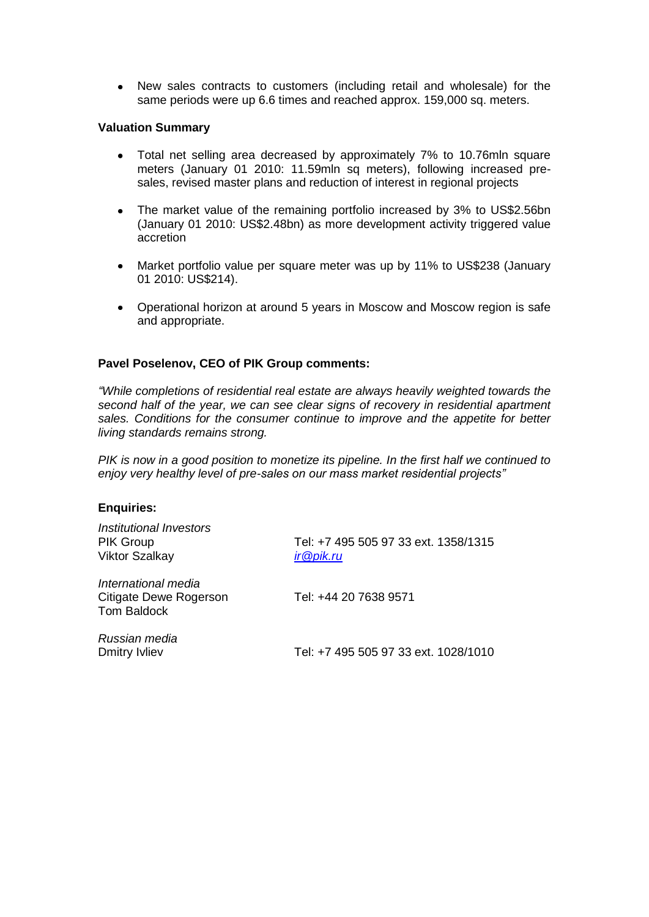- New sales contracts to customers (including retail and wholesale) for the same periods were up 6.6 times and reached approx. 159,000 sq. meters.

**Valuation Summary**

- Total net selling area decreased by approximately 7% to 10.76mln square meters (January 01 2010: 11.59mln sq meters), following increased pre-sales, revised master plans and reduction of interest in regional projects
- The market value of the remaining portfolio increased by 3% to US$2.56bn (January 01 2010: US$2.48bn) as more development activity triggered value accretion
- Market portfolio value per square meter was up by 11% to US$238 (January 01 2010: US$214).
- Operational horizon at around 5 years in Moscow and Moscow region is safe and appropriate.

**Pavel Poselenov, CEO of PIK Group comments:**

*"While completions of residential real estate are always heavily weighted towards the second half of the year, we can see clear signs of recovery in residential apartment sales. Conditions for the consumer continue to improve and the appetite for better living standards remains strong.*

*PIK is now in a good position to monetize its pipeline. In the first half we continued to enjoy very healthy level of pre-sales on our mass market residential projects"*

**Enquiries:**

| | |
|---|---|
| *Institutional Investors* | |
| PIK Group | Tel: +7 495 505 97 33 ext. 1358/1315 |
| Viktor Szalkay | ir@pik.ru |
| *International media* | |
| Citigate Dewe Rogerson | Tel: +44 20 7638 9571 |
| Tom Baldock | |
| *Russian media* | |
| Dmitry Ivliev | Tel: +7 495 505 97 33 ext. 1028/1010 |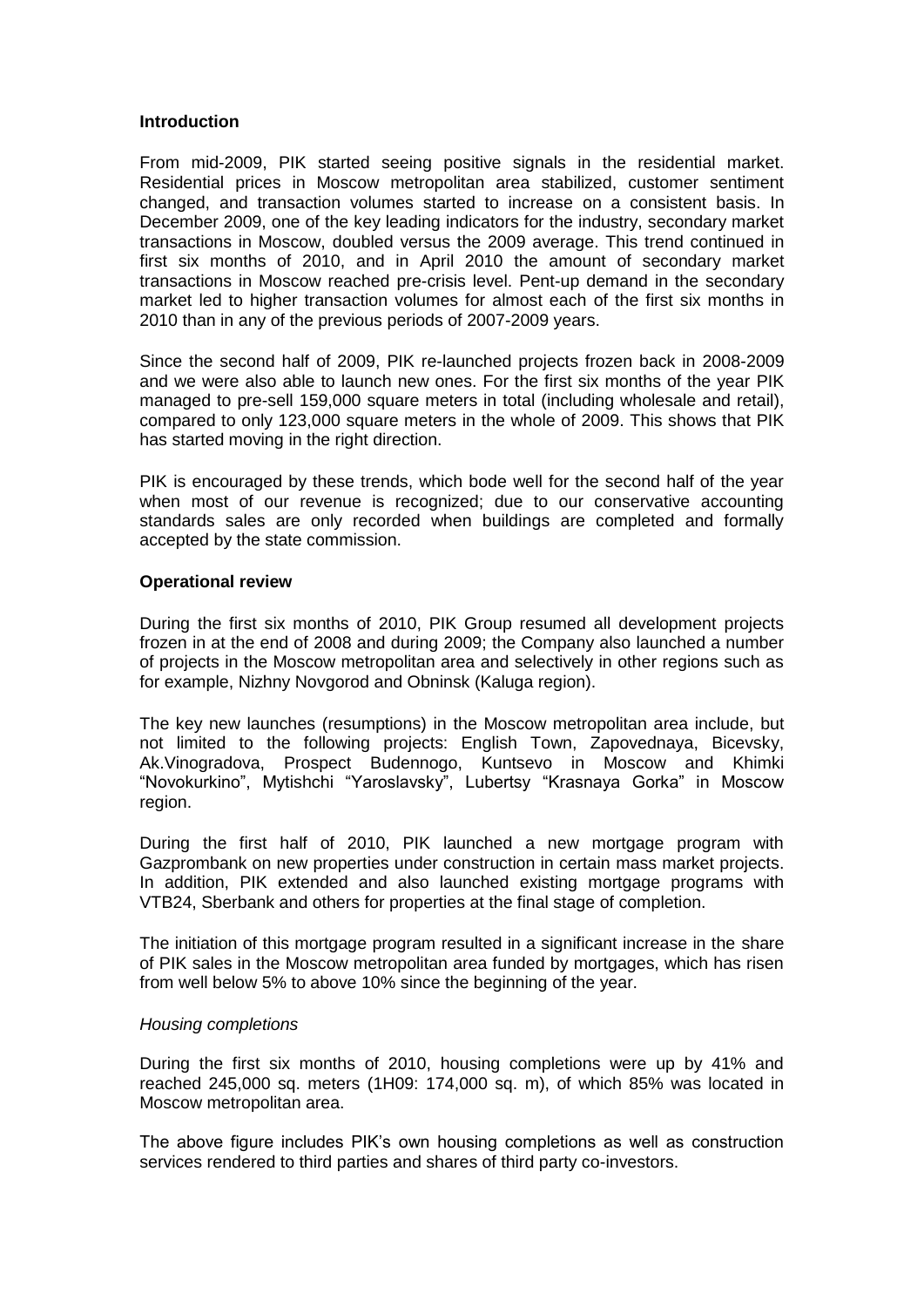**Introduction**

From mid-2009, PIK started seeing positive signals in the residential market. Residential prices in Moscow metropolitan area stabilized, customer sentiment changed, and transaction volumes started to increase on a consistent basis. In December 2009, one of the key leading indicators for the industry, secondary market transactions in Moscow, doubled versus the 2009 average. This trend continued in first six months of 2010, and in April 2010 the amount of secondary market transactions in Moscow reached pre-crisis level. Pent-up demand in the secondary market led to higher transaction volumes for almost each of the first six months in 2010 than in any of the previous periods of 2007-2009 years.

Since the second half of 2009, PIK re-launched projects frozen back in 2008-2009 and we were also able to launch new ones. For the first six months of the year PIK managed to pre-sell 159,000 square meters in total (including wholesale and retail), compared to only 123,000 square meters in the whole of 2009. This shows that PIK has started moving in the right direction.

PIK is encouraged by these trends, which bode well for the second half of the year when most of our revenue is recognized; due to our conservative accounting standards sales are only recorded when buildings are completed and formally accepted by the state commission.

**Operational review**

During the first six months of 2010, PIK Group resumed all development projects frozen in at the end of 2008 and during 2009; the Company also launched a number of projects in the Moscow metropolitan area and selectively in other regions such as for example, Nizhny Novgorod and Obninsk (Kaluga region).

The key new launches (resumptions) in the Moscow metropolitan area include, but not limited to the following projects: English Town, Zapovednaya, Bicevsky, Ak.Vinogradova, Prospect Budennogo, Kuntsevo in Moscow and Khimki "Novokurkino", Mytishchi "Yaroslavsky", Lubertsy "Krasnaya Gorka" in Moscow region.

During the first half of 2010, PIK launched a new mortgage program with Gazprombank on new properties under construction in certain mass market projects. In addition, PIK extended and also launched existing mortgage programs with VTB24, Sberbank and others for properties at the final stage of completion.

The initiation of this mortgage program resulted in a significant increase in the share of PIK sales in the Moscow metropolitan area funded by mortgages, which has risen from well below 5% to above 10% since the beginning of the year.

*Housing completions*

During the first six months of 2010, housing completions were up by 41% and reached 245,000 sq. meters (1H09: 174,000 sq. m), of which 85% was located in Moscow metropolitan area.

The above figure includes PIK's own housing completions as well as construction services rendered to third parties and shares of third party co-investors.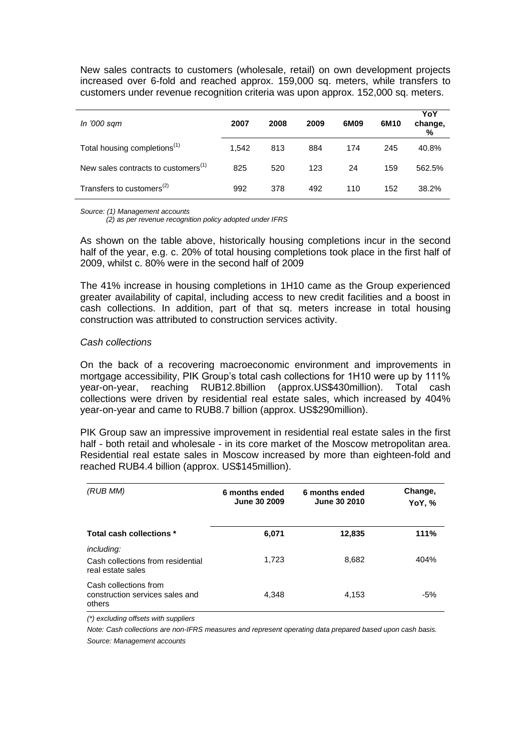New sales contracts to customers (wholesale, retail) on own development projects increased over 6-fold and reached approx. 159,000 sq. meters, while transfers to customers under revenue recognition criteria was upon approx. 152,000 sq. meters.

| *In '000 sqm* | 2007 | 2008 | 2009 | 6M09 | 6M10 | YoY change, % |
|---|---|---|---|---|---|---|
| Total housing completions(1) | 1,542 | 813 | 884 | 174 | 245 | 40.8% |
| New sales contracts to customers(1) | 825 | 520 | 123 | 24 | 159 | 562.5% |
| Transfers to customers(2) | 992 | 378 | 492 | 110 | 152 | 38.2% |

*Source: (1) Management accounts*
*(2) as per revenue recognition policy adopted under IFRS*

As shown on the table above, historically housing completions incur in the second half of the year, e.g. c. 20% of total housing completions took place in the first half of 2009, whilst c. 80% were in the second half of 2009

The 41% increase in housing completions in 1H10 came as the Group experienced greater availability of capital, including access to new credit facilities and a boost in cash collections. In addition, part of that sq. meters increase in total housing construction was attributed to construction services activity.

*Cash collections*

On the back of a recovering macroeconomic environment and improvements in mortgage accessibility, PIK Group's total cash collections for 1H10 were up by 111% year-on-year, reaching RUB12.8billion (approx.US$430million). Total cash collections were driven by residential real estate sales, which increased by 404% year-on-year and came to RUB8.7 billion (approx. US$290million).

PIK Group saw an impressive improvement in residential real estate sales in the first half - both retail and wholesale - in its core market of the Moscow metropolitan area. Residential real estate sales in Moscow increased by more than eighteen-fold and reached RUB4.4 billion (approx. US$145million).

| *(RUB MM)* | 6 months ended June 30 2009 | 6 months ended June 30 2010 | Change, YoY, % |
|---|---|---|---|
| **Total cash collections \*** | **6,071** | **12,835** | **111%** |
| *including:* | | | |
| Cash collections from residential real estate sales | 1,723 | 8,682 | 404% |
| Cash collections from construction services sales and others | 4,348 | 4,153 | -5% |

*(\*) excluding offsets with suppliers*

*Note: Cash collections are non-IFRS measures and represent operating data prepared based upon cash basis.*

*Source: Management accounts*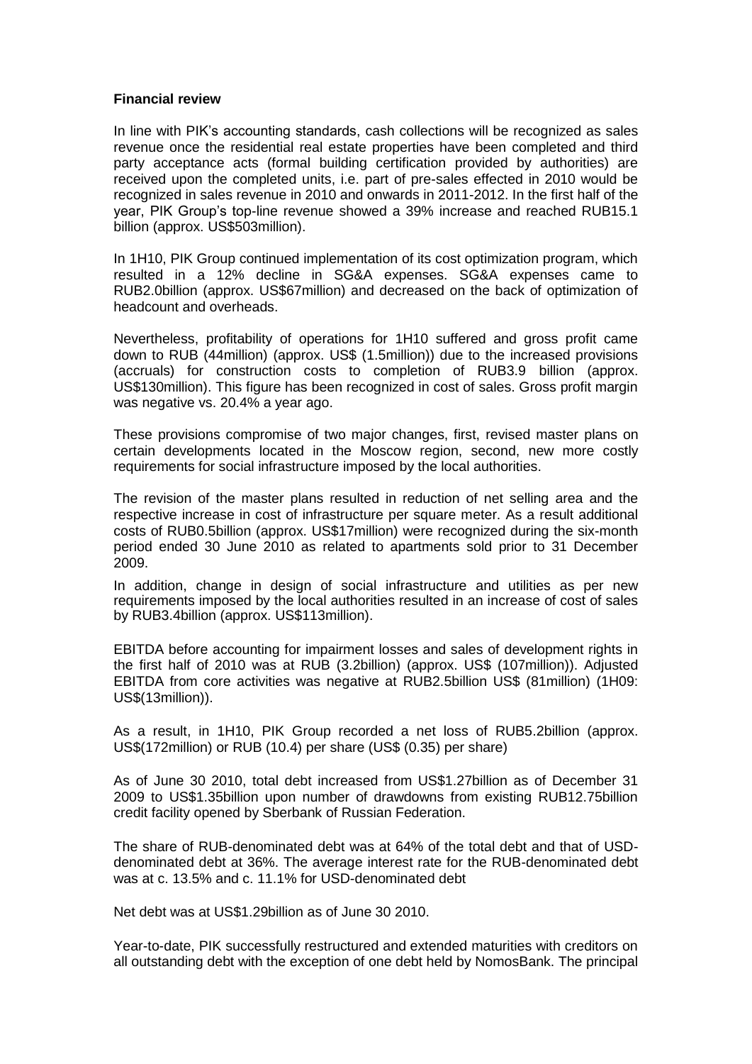**Financial review**

In line with PIK's accounting standards, cash collections will be recognized as sales revenue once the residential real estate properties have been completed and third party acceptance acts (formal building certification provided by authorities) are received upon the completed units, i.e. part of pre-sales effected in 2010 would be recognized in sales revenue in 2010 and onwards in 2011-2012. In the first half of the year, PIK Group's top-line revenue showed a 39% increase and reached RUB15.1 billion (approx. US$503million).

In 1H10, PIK Group continued implementation of its cost optimization program, which resulted in a 12% decline in SG&A expenses. SG&A expenses came to RUB2.0billion (approx. US$67million) and decreased on the back of optimization of headcount and overheads.

Nevertheless, profitability of operations for 1H10 suffered and gross profit came down to RUB (44million) (approx. US$ (1.5million)) due to the increased provisions (accruals) for construction costs to completion of RUB3.9 billion (approx. US$130million). This figure has been recognized in cost of sales. Gross profit margin was negative vs. 20.4% a year ago.

These provisions compromise of two major changes, first, revised master plans on certain developments located in the Moscow region, second, new more costly requirements for social infrastructure imposed by the local authorities.

The revision of the master plans resulted in reduction of net selling area and the respective increase in cost of infrastructure per square meter. As a result additional costs of RUB0.5billion (approx. US$17million) were recognized during the six-month period ended 30 June 2010 as related to apartments sold prior to 31 December 2009.

In addition, change in design of social infrastructure and utilities as per new requirements imposed by the local authorities resulted in an increase of cost of sales by RUB3.4billion (approx. US$113million).

EBITDA before accounting for impairment losses and sales of development rights in the first half of 2010 was at RUB (3.2billion) (approx. US$ (107million)). Adjusted EBITDA from core activities was negative at RUB2.5billion US$ (81million) (1H09: US$(13million)).

As a result, in 1H10, PIK Group recorded a net loss of RUB5.2billion (approx. US$(172million) or RUB (10.4) per share (US$ (0.35) per share)

As of June 30 2010, total debt increased from US$1.27billion as of December 31 2009 to US$1.35billion upon number of drawdowns from existing RUB12.75billion credit facility opened by Sberbank of Russian Federation.

The share of RUB-denominated debt was at 64% of the total debt and that of USD-denominated debt at 36%. The average interest rate for the RUB-denominated debt was at c. 13.5% and c. 11.1% for USD-denominated debt

Net debt was at US$1.29billion as of June 30 2010.

Year-to-date, PIK successfully restructured and extended maturities with creditors on all outstanding debt with the exception of one debt held by NomosBank. The principal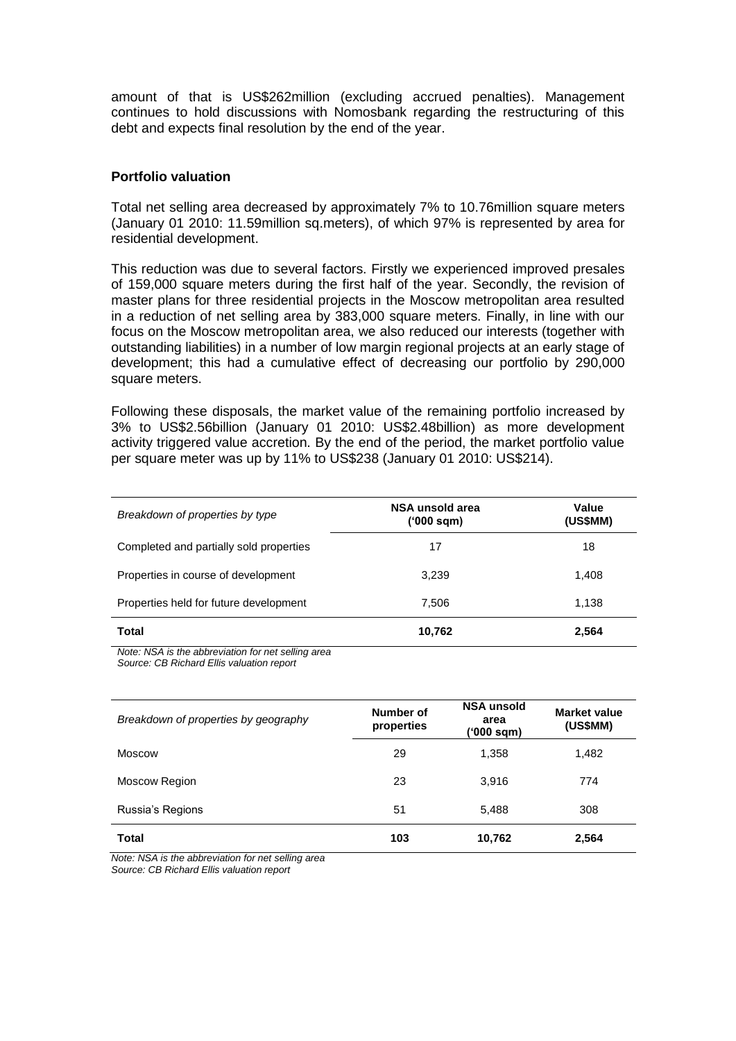amount of that is US$262million (excluding accrued penalties). Management continues to hold discussions with Nomosbank regarding the restructuring of this debt and expects final resolution by the end of the year.

**Portfolio valuation**

Total net selling area decreased by approximately 7% to 10.76million square meters (January 01 2010: 11.59million sq.meters), of which 97% is represented by area for residential development.

This reduction was due to several factors. Firstly we experienced improved presales of 159,000 square meters during the first half of the year. Secondly, the revision of master plans for three residential projects in the Moscow metropolitan area resulted in a reduction of net selling area by 383,000 square meters. Finally, in line with our focus on the Moscow metropolitan area, we also reduced our interests (together with outstanding liabilities) in a number of low margin regional projects at an early stage of development; this had a cumulative effect of decreasing our portfolio by 290,000 square meters.

Following these disposals, the market value of the remaining portfolio increased by 3% to US$2.56billion (January 01 2010: US$2.48billion) as more development activity triggered value accretion. By the end of the period, the market portfolio value per square meter was up by 11% to US$238 (January 01 2010: US$214).

| *Breakdown of properties by type* | **NSA unsold area ('000 sqm)** | **Value (US$MM)** |
|---|---|---|
| Completed and partially sold properties | 17 | 18 |
| Properties in course of development | 3,239 | 1,408 |
| Properties held for future development | 7,506 | 1,138 |
| **Total** | **10,762** | **2,564** |

*Note: NSA is the abbreviation for net selling area*
*Source: CB Richard Ellis valuation report*

| *Breakdown of properties by geography* | **Number of properties** | **NSA unsold area ('000 sqm)** | **Market value (US$MM)** |
|---|---|---|---|
| Moscow | 29 | 1,358 | 1,482 |
| Moscow Region | 23 | 3,916 | 774 |
| Russia's Regions | 51 | 5,488 | 308 |
| **Total** | **103** | **10,762** | **2,564** |

*Note: NSA is the abbreviation for net selling area*
*Source: CB Richard Ellis valuation report*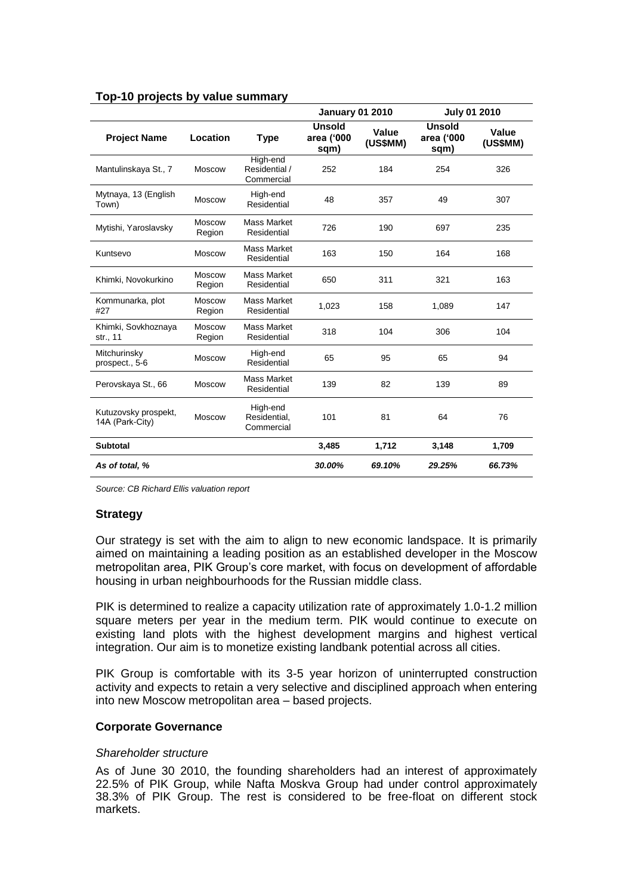### Top-10 projects by value summary

| Project Name | Location | Type | January 01 2010 | | July 01 2010 | |
|---|---|---|---|---|---|---|
| | | | Unsold area ('000 sqm) | Value (US$MM) | Unsold area ('000 sqm) | Value (US$MM) |
| Mantulinskaya St., 7 | Moscow | High-end Residential / Commercial | 252 | 184 | 254 | 326 |
| Mytnaya, 13 (English Town) | Moscow | High-end Residential | 48 | 357 | 49 | 307 |
| Mytishi, Yaroslavsky | Moscow Region | Mass Market Residential | 726 | 190 | 697 | 235 |
| Kuntsevo | Moscow | Mass Market Residential | 163 | 150 | 164 | 168 |
| Khimki, Novokurkino | Moscow Region | Mass Market Residential | 650 | 311 | 321 | 163 |
| Kommunarka, plot #27 | Moscow Region | Mass Market Residential | 1,023 | 158 | 1,089 | 147 |
| Khimki, Sovkhoznaya str., 11 | Moscow Region | Mass Market Residential | 318 | 104 | 306 | 104 |
| Mitchurinsky prospect., 5-6 | Moscow | High-end Residential | 65 | 95 | 65 | 94 |
| Perovskaya St., 66 | Moscow | Mass Market Residential | 139 | 82 | 139 | 89 |
| Kutuzovsky prospekt, 14A (Park-City) | Moscow | High-end Residential, Commercial | 101 | 81 | 64 | 76 |
| **Subtotal** | | | **3,485** | **1,712** | **3,148** | **1,709** |
| ***As of total, %*** | | | ***30.00%*** | ***69.10%*** | ***29.25%*** | ***66.73%*** |

*Source: CB Richard Ellis valuation report*

### Strategy

Our strategy is set with the aim to align to new economic landscape. It is primarily aimed on maintaining a leading position as an established developer in the Moscow metropolitan area, PIK Group's core market, with focus on development of affordable housing in urban neighbourhoods for the Russian middle class.

PIK is determined to realize a capacity utilization rate of approximately 1.0-1.2 million square meters per year in the medium term. PIK would continue to execute on existing land plots with the highest development margins and highest vertical integration. Our aim is to monetize existing landbank potential across all cities.

PIK Group is comfortable with its 3-5 year horizon of uninterrupted construction activity and expects to retain a very selective and disciplined approach when entering into new Moscow metropolitan area – based projects.

### Corporate Governance

*Shareholder structure*

As of June 30 2010, the founding shareholders had an interest of approximately 22.5% of PIK Group, while Nafta Moskva Group had under control approximately 38.3% of PIK Group. The rest is considered to be free-float on different stock markets.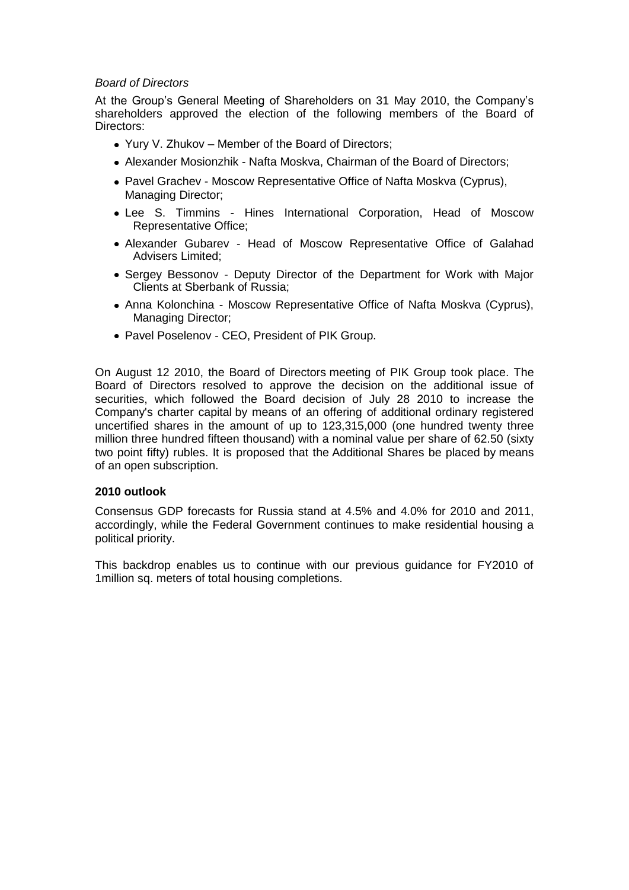*Board of Directors*

At the Group's General Meeting of Shareholders on 31 May 2010, the Company's shareholders approved the election of the following members of the Board of Directors:

- Yury V. Zhukov – Member of the Board of Directors;
- Alexander Mosionzhik - Nafta Moskva, Chairman of the Board of Directors;
- Pavel Grachev - Moscow Representative Office of Nafta Moskva (Cyprus), Managing Director;
- Lee S. Timmins - Hines International Corporation, Head of Moscow Representative Office;
- Alexander Gubarev - Head of Moscow Representative Office of Galahad Advisers Limited;
- Sergey Bessonov - Deputy Director of the Department for Work with Major Clients at Sberbank of Russia;
- Anna Kolonchina - Moscow Representative Office of Nafta Moskva (Cyprus), Managing Director;
- Pavel Poselenov - CEO, President of PIK Group.

On August 12 2010, the Board of Directors meeting of PIK Group took place. The Board of Directors resolved to approve the decision on the additional issue of securities, which followed the Board decision of July 28 2010 to increase the Company's charter capital by means of an offering of additional ordinary registered uncertified shares in the amount of up to 123,315,000 (one hundred twenty three million three hundred fifteen thousand) with a nominal value per share of 62.50 (sixty two point fifty) rubles. It is proposed that the Additional Shares be placed by means of an open subscription.

**2010 outlook**

Consensus GDP forecasts for Russia stand at 4.5% and 4.0% for 2010 and 2011, accordingly, while the Federal Government continues to make residential housing a political priority.

This backdrop enables us to continue with our previous guidance for FY2010 of 1million sq. meters of total housing completions.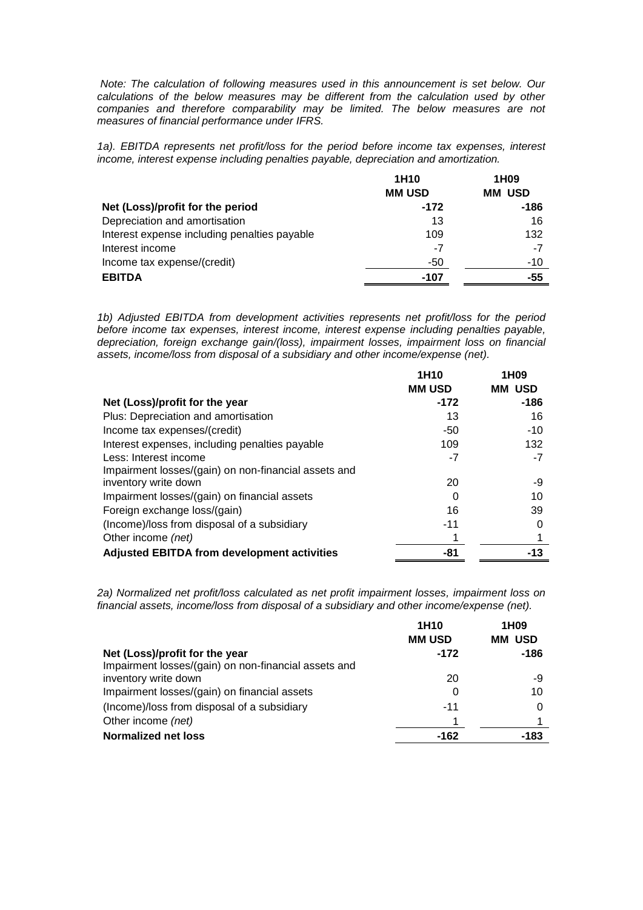*Note: The calculation of following measures used in this announcement is set below. Our calculations of the below measures may be different from the calculation used by other companies and therefore comparability may be limited. The below measures are not measures of financial performance under IFRS.*

*1a). EBITDA represents net profit/loss for the period before income tax expenses, interest income, interest expense including penalties payable, depreciation and amortization.*

| | 1H10 MM USD | 1H09 MM USD |
|---|---|---|
| **Net (Loss)/profit for the period** | **-172** | **-186** |
| Depreciation and amortisation | 13 | 16 |
| Interest expense including penalties payable | 109 | 132 |
| Interest income | -7 | -7 |
| Income tax expense/(credit) | -50 | -10 |
| **EBITDA** | **-107** | **-55** |

*1b) Adjusted EBITDA from development activities represents net profit/loss for the period before income tax expenses, interest income, interest expense including penalties payable, depreciation, foreign exchange gain/(loss), impairment losses, impairment loss on financial assets, income/loss from disposal of a subsidiary and other income/expense (net).*

| | 1H10 MM USD | 1H09 MM USD |
|---|---|---|
| **Net (Loss)/profit for the year** | **-172** | **-186** |
| Plus: Depreciation and amortisation | 13 | 16 |
| Income tax expenses/(credit) | -50 | -10 |
| Interest expenses, including penalties payable | 109 | 132 |
| Less: Interest income | -7 | -7 |
| Impairment losses/(gain) on non-financial assets and inventory write down | 20 | -9 |
| Impairment losses/(gain) on financial assets | 0 | 10 |
| Foreign exchange loss/(gain) | 16 | 39 |
| (Income)/loss from disposal of a subsidiary | -11 | 0 |
| Other income *(net)* | 1 | 1 |
| **Adjusted EBITDA from development activities** | **-81** | **-13** |

*2a) Normalized net profit/loss calculated as net profit impairment losses, impairment loss on financial assets, income/loss from disposal of a subsidiary and other income/expense (net).*

| | 1H10 MM USD | 1H09 MM USD |
|---|---|---|
| **Net (Loss)/profit for the year** | **-172** | **-186** |
| Impairment losses/(gain) on non-financial assets and inventory write down | 20 | -9 |
| Impairment losses/(gain) on financial assets | 0 | 10 |
| (Income)/loss from disposal of a subsidiary | -11 | 0 |
| Other income *(net)* | 1 | 1 |
| **Normalized net loss** | **-162** | **-183** |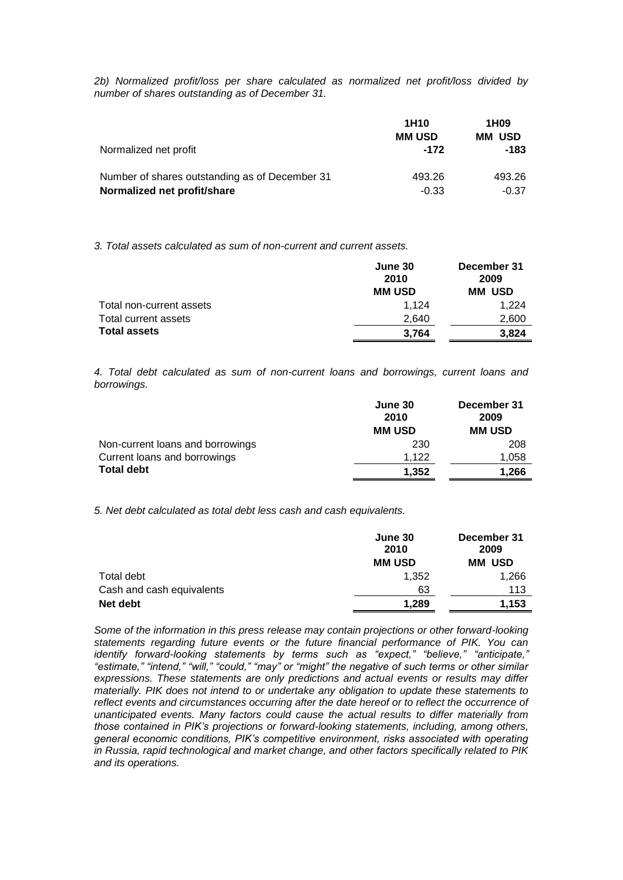*2b) Normalized profit/loss per share calculated as normalized net profit/loss divided by number of shares outstanding as of December 31.*

| | 1H10 MM USD | 1H09 MM USD |
|---|---|---|
| Normalized net profit | -172 | -183 |
| Number of shares outstanding as of December 31 | 493.26 | 493.26 |
| **Normalized net profit/share** | -0.33 | -0.37 |

*3. Total assets calculated as sum of non-current and current assets.*

| | June 30 2010 MM USD | December 31 2009 MM USD |
|---|---|---|
| Total non-current assets | 1,124 | 1,224 |
| Total current assets | 2,640 | 2,600 |
| **Total assets** | **3,764** | **3,824** |

*4. Total debt calculated as sum of non-current loans and borrowings, current loans and borrowings.*

| | June 30 2010 MM USD | December 31 2009 MM USD |
|---|---|---|
| Non-current loans and borrowings | 230 | 208 |
| Current loans and borrowings | 1,122 | 1,058 |
| **Total debt** | **1,352** | **1,266** |

*5. Net debt calculated as total debt less cash and cash equivalents.*

| | June 30 2010 MM USD | December 31 2009 MM USD |
|---|---|---|
| Total debt | 1,352 | 1,266 |
| Cash and cash equivalents | 63 | 113 |
| **Net debt** | **1,289** | **1,153** |

*Some of the information in this press release may contain projections or other forward-looking statements regarding future events or the future financial performance of PIK. You can identify forward-looking statements by terms such as "expect," "believe," "anticipate," "estimate," "intend," "will," "could," "may" or "might" the negative of such terms or other similar expressions. These statements are only predictions and actual events or results may differ materially. PIK does not intend to or undertake any obligation to update these statements to reflect events and circumstances occurring after the date hereof or to reflect the occurrence of unanticipated events. Many factors could cause the actual results to differ materially from those contained in PIK's projections or forward-looking statements, including, among others, general economic conditions, PIK's competitive environment, risks associated with operating in Russia, rapid technological and market change, and other factors specifically related to PIK and its operations.*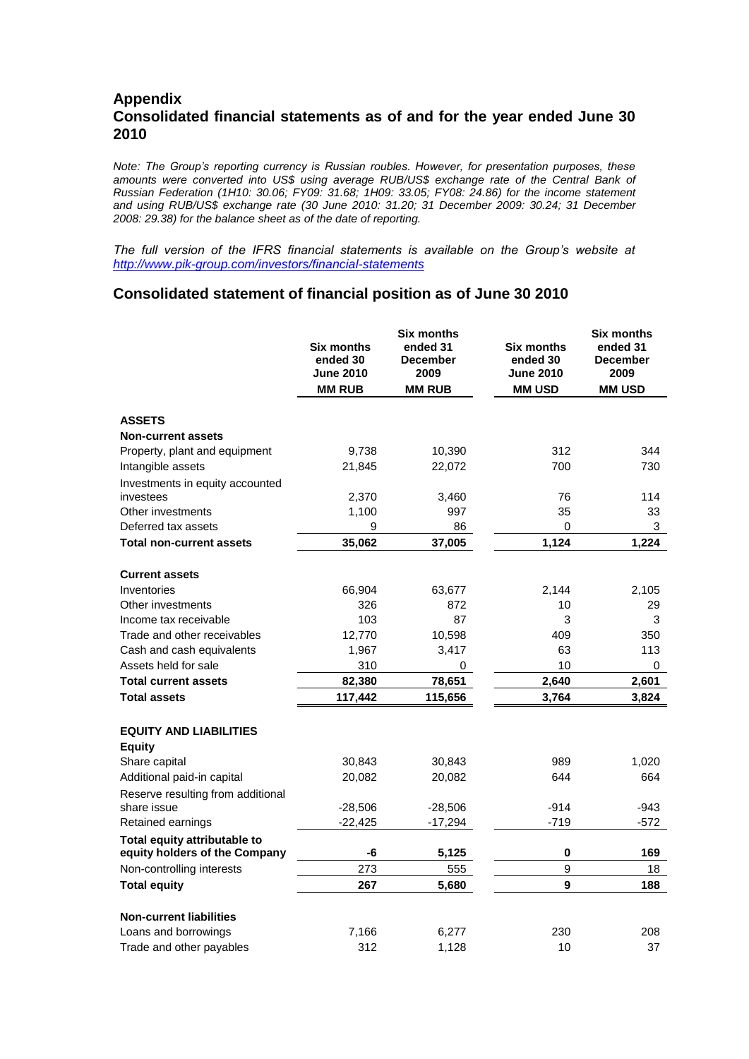# Appendix

## Consolidated financial statements as of and for the year ended June 30 2010

*Note: The Group's reporting currency is Russian roubles. However, for presentation purposes, these amounts were converted into US$ using average RUB/US$ exchange rate of the Central Bank of Russian Federation (1H10: 30.06; FY09: 31.68; 1H09: 33.05; FY08: 24.86) for the income statement and using RUB/US$ exchange rate (30 June 2010: 31.20; 31 December 2009: 30.24; 31 December 2008: 29.38) for the balance sheet as of the date of reporting.*

*The full version of the IFRS financial statements is available on the Group's website at [http://www.pik-group.com/investors/financial-statements](http://www.pik-group.com/investors/financial-statements)*

## Consolidated statement of financial position as of June 30 2010

| | Six months ended 30 June 2010 | Six months ended 31 December 2009 | Six months ended 30 June 2010 | Six months ended 31 December 2009 |
|---|---|---|---|---|
| | **MM RUB** | **MM RUB** | **MM USD** | **MM USD** |
| **ASSETS** | | | | |
| **Non-current assets** | | | | |
| Property, plant and equipment | 9,738 | 10,390 | 312 | 344 |
| Intangible assets | 21,845 | 22,072 | 700 | 730 |
| Investments in equity accounted investees | 2,370 | 3,460 | 76 | 114 |
| Other investments | 1,100 | 997 | 35 | 33 |
| Deferred tax assets | 9 | 86 | 0 | 3 |
| **Total non-current assets** | **35,062** | **37,005** | **1,124** | **1,224** |
| **Current assets** | | | | |
| Inventories | 66,904 | 63,677 | 2,144 | 2,105 |
| Other investments | 326 | 872 | 10 | 29 |
| Income tax receivable | 103 | 87 | 3 | 3 |
| Trade and other receivables | 12,770 | 10,598 | 409 | 350 |
| Cash and cash equivalents | 1,967 | 3,417 | 63 | 113 |
| Assets held for sale | 310 | 0 | 10 | 0 |
| **Total current assets** | **82,380** | **78,651** | **2,640** | **2,601** |
| **Total assets** | **117,442** | **115,656** | **3,764** | **3,824** |
| **EQUITY AND LIABILITIES** | | | | |
| **Equity** | | | | |
| Share capital | 30,843 | 30,843 | 989 | 1,020 |
| Additional paid-in capital | 20,082 | 20,082 | 644 | 664 |
| Reserve resulting from additional share issue | -28,506 | -28,506 | -914 | -943 |
| Retained earnings | -22,425 | -17,294 | -719 | -572 |
| **Total equity attributable to equity holders of the Company** | **-6** | **5,125** | **0** | **169** |
| Non-controlling interests | 273 | 555 | 9 | 18 |
| **Total equity** | **267** | **5,680** | **9** | **188** |
| **Non-current liabilities** | | | | |
| Loans and borrowings | 7,166 | 6,277 | 230 | 208 |
| Trade and other payables | 312 | 1,128 | 10 | 37 |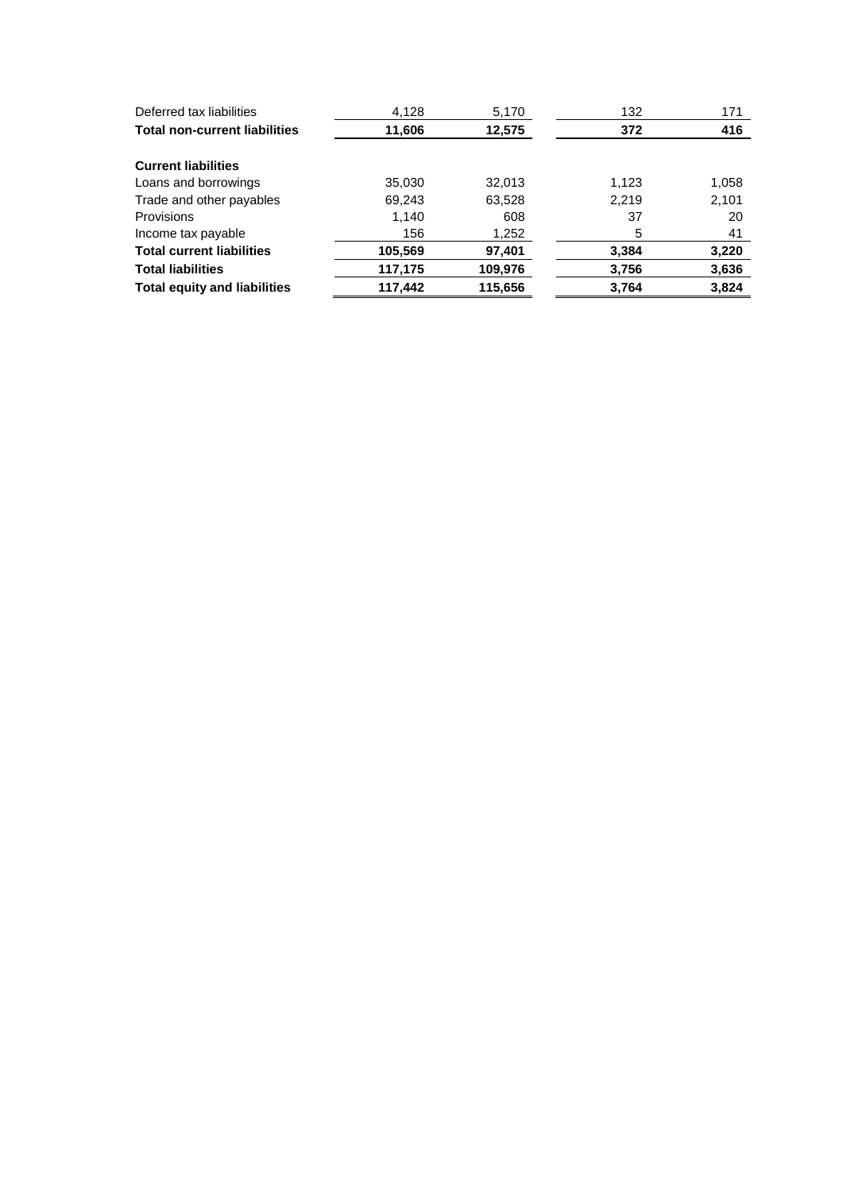| | | | | |
|---|---|---|---|---|
| Deferred tax liabilities | 4,128 | 5,170 | 132 | 171 |
| **Total non-current liabilities** | **11,606** | **12,575** | **372** | **416** |
| | | | | |
| **Current liabilities** | | | | |
| Loans and borrowings | 35,030 | 32,013 | 1,123 | 1,058 |
| Trade and other payables | 69,243 | 63,528 | 2,219 | 2,101 |
| Provisions | 1,140 | 608 | 37 | 20 |
| Income tax payable | 156 | 1,252 | 5 | 41 |
| **Total current liabilities** | **105,569** | **97,401** | **3,384** | **3,220** |
| **Total liabilities** | **117,175** | **109,976** | **3,756** | **3,636** |
| **Total equity and liabilities** | **117,442** | **115,656** | **3,764** | **3,824** |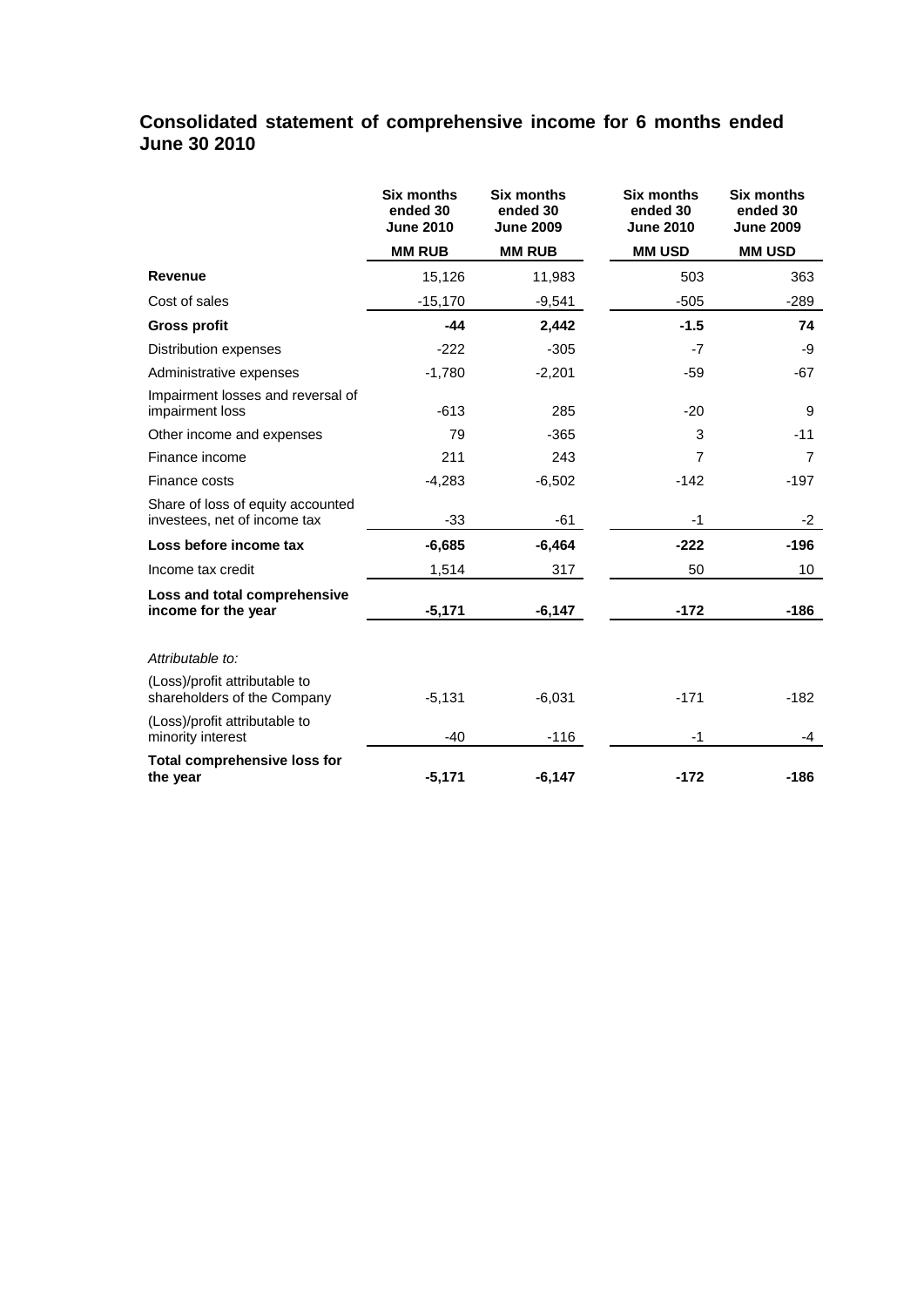## Consolidated statement of comprehensive income for 6 months ended June 30 2010

| | Six months ended 30 June 2010 | Six months ended 30 June 2009 | Six months ended 30 June 2010 | Six months ended 30 June 2009 |
|---|---|---|---|---|
| | **MM RUB** | **MM RUB** | **MM USD** | **MM USD** |
| **Revenue** | 15,126 | 11,983 | 503 | 363 |
| Cost of sales | -15,170 | -9,541 | -505 | -289 |
| **Gross profit** | **-44** | **2,442** | **-1.5** | **74** |
| Distribution expenses | -222 | -305 | -7 | -9 |
| Administrative expenses | -1,780 | -2,201 | -59 | -67 |
| Impairment losses and reversal of impairment loss | -613 | 285 | -20 | 9 |
| Other income and expenses | 79 | -365 | 3 | -11 |
| Finance income | 211 | 243 | 7 | 7 |
| Finance costs | -4,283 | -6,502 | -142 | -197 |
| Share of loss of equity accounted investees, net of income tax | -33 | -61 | -1 | -2 |
| **Loss before income tax** | **-6,685** | **-6,464** | **-222** | **-196** |
| Income tax credit | 1,514 | 317 | 50 | 10 |
| **Loss and total comprehensive income for the year** | **-5,171** | **-6,147** | **-172** | **-186** |
| *Attributable to:* | | | | |
| (Loss)/profit attributable to shareholders of the Company | -5,131 | -6,031 | -171 | -182 |
| (Loss)/profit attributable to minority interest | -40 | -116 | -1 | -4 |
| **Total comprehensive loss for the year** | **-5,171** | **-6,147** | **-172** | **-186** |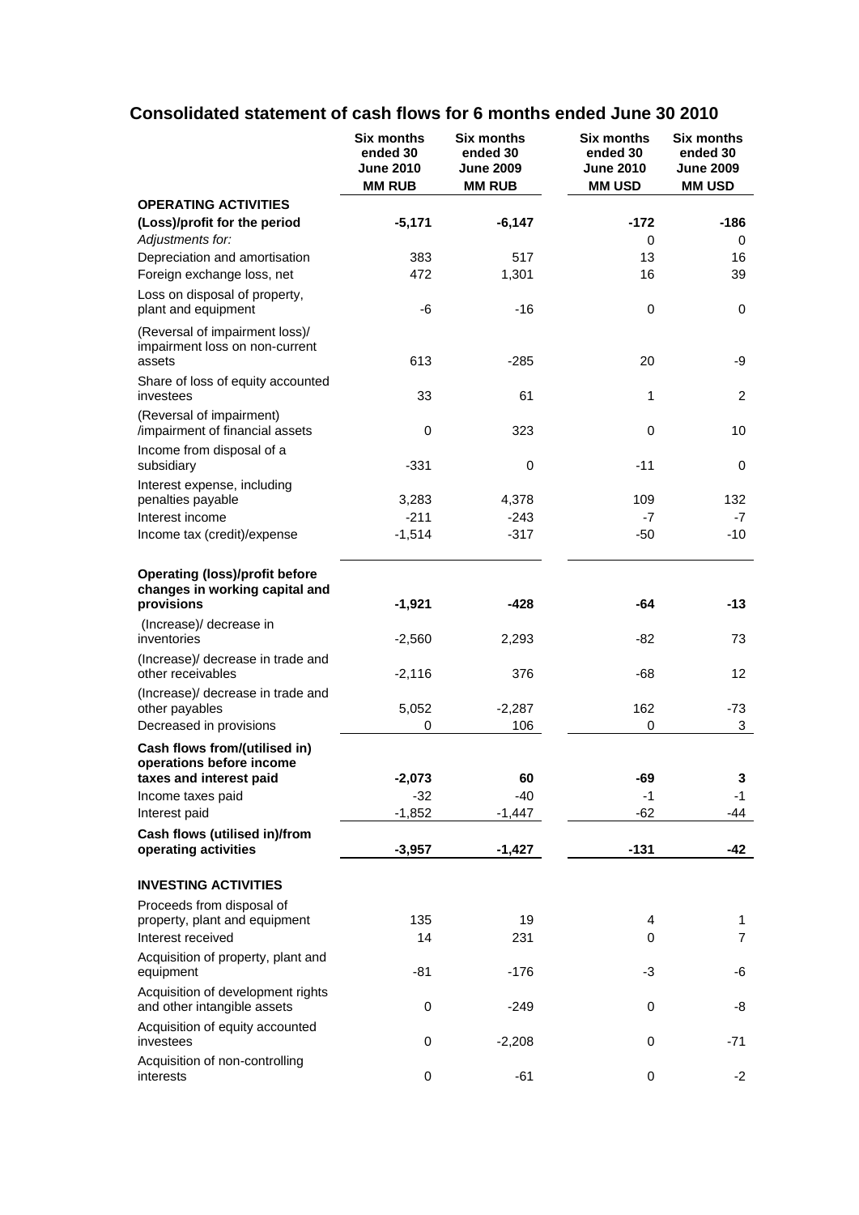# Consolidated statement of cash flows for 6 months ended June 30 2010

| | Six months ended 30 June 2010 MM RUB | Six months ended 30 June 2009 MM RUB | Six months ended 30 June 2010 MM USD | Six months ended 30 June 2009 MM USD |
|---|---|---|---|---|
| **OPERATING ACTIVITIES** | | | | |
| **(Loss)/profit for the period** | **-5,171** | **-6,147** | **-172** | **-186** |
| *Adjustments for:* | | | 0 | 0 |
| Depreciation and amortisation | 383 | 517 | 13 | 16 |
| Foreign exchange loss, net | 472 | 1,301 | 16 | 39 |
| Loss on disposal of property, plant and equipment | -6 | -16 | 0 | 0 |
| (Reversal of impairment loss)/ impairment loss on non-current assets | 613 | -285 | 20 | -9 |
| Share of loss of equity accounted investees | 33 | 61 | 1 | 2 |
| (Reversal of impairment) /impairment of financial assets | 0 | 323 | 0 | 10 |
| Income from disposal of a subsidiary | -331 | 0 | -11 | 0 |
| Interest expense, including penalties payable | 3,283 | 4,378 | 109 | 132 |
| Interest income | -211 | -243 | -7 | -7 |
| Income tax (credit)/expense | -1,514 | -317 | -50 | -10 |
| **Operating (loss)/profit before changes in working capital and provisions** | **-1,921** | **-428** | **-64** | **-13** |
| (Increase)/ decrease in inventories | -2,560 | 2,293 | -82 | 73 |
| (Increase)/ decrease in trade and other receivables | -2,116 | 376 | -68 | 12 |
| (Increase)/ decrease in trade and other payables | 5,052 | -2,287 | 162 | -73 |
| Decreased in provisions | 0 | 106 | 0 | 3 |
| **Cash flows from/(utilised in) operations before income taxes and interest paid** | **-2,073** | **60** | **-69** | **3** |
| Income taxes paid | -32 | -40 | -1 | -1 |
| Interest paid | -1,852 | -1,447 | -62 | -44 |
| **Cash flows (utilised in)/from operating activities** | **-3,957** | **-1,427** | **-131** | **-42** |
| **INVESTING ACTIVITIES** | | | | |
| Proceeds from disposal of property, plant and equipment | 135 | 19 | 4 | 1 |
| Interest received | 14 | 231 | 0 | 7 |
| Acquisition of property, plant and equipment | -81 | -176 | -3 | -6 |
| Acquisition of development rights and other intangible assets | 0 | -249 | 0 | -8 |
| Acquisition of equity accounted investees | 0 | -2,208 | 0 | -71 |
| Acquisition of non-controlling interests | 0 | -61 | 0 | -2 |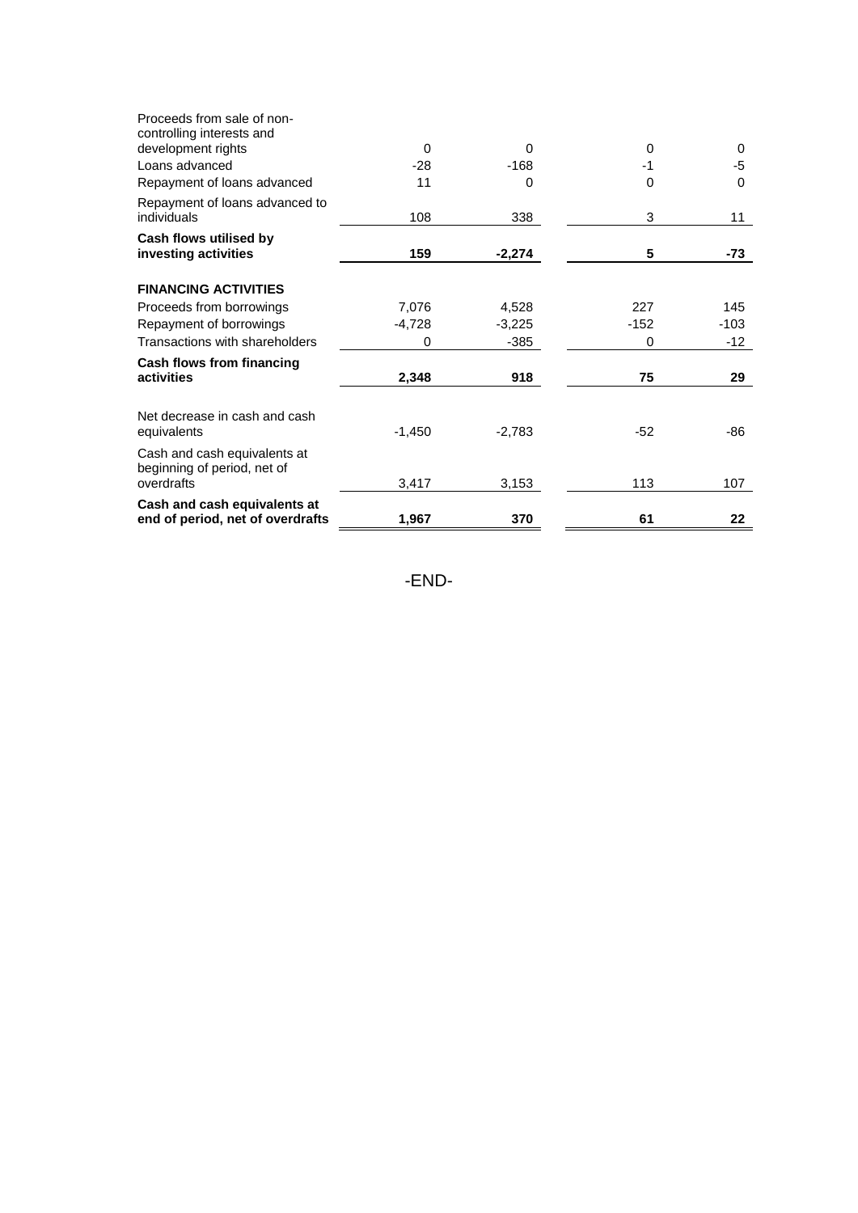| | | | | |
|---|---|---|---|---|
| Proceeds from sale of non-controlling interests and development rights | 0 | 0 | 0 | 0 |
| Loans advanced | -28 | -168 | -1 | -5 |
| Repayment of loans advanced | 11 | 0 | 0 | 0 |
| Repayment of loans advanced to individuals | 108 | 338 | 3 | 11 |
| **Cash flows utilised by investing activities** | **159** | **-2,274** | **5** | **-73** |
| | | | | |
| **FINANCING ACTIVITIES** | | | | |
| Proceeds from borrowings | 7,076 | 4,528 | 227 | 145 |
| Repayment of borrowings | -4,728 | -3,225 | -152 | -103 |
| Transactions with shareholders | 0 | -385 | 0 | -12 |
| **Cash flows from financing activities** | **2,348** | **918** | **75** | **29** |
| | | | | |
| Net decrease in cash and cash equivalents | -1,450 | -2,783 | -52 | -86 |
| Cash and cash equivalents at beginning of period, net of overdrafts | 3,417 | 3,153 | 113 | 107 |
| **Cash and cash equivalents at end of period, net of overdrafts** | **1,967** | **370** | **61** | **22** |

-END-